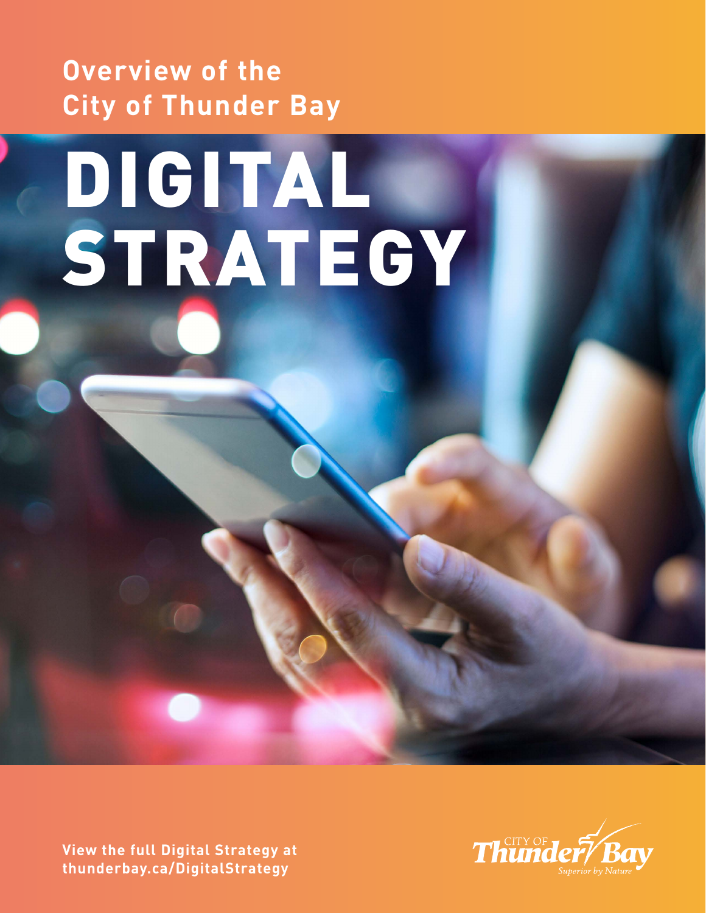## Overview of the City of Thunder Bay

# DIGITAL STRATEGY

**View the full Digital Strategy at thunderbay.ca/DigitalStrategy**

CITY OF Thunder Bay
*Superior by Nature*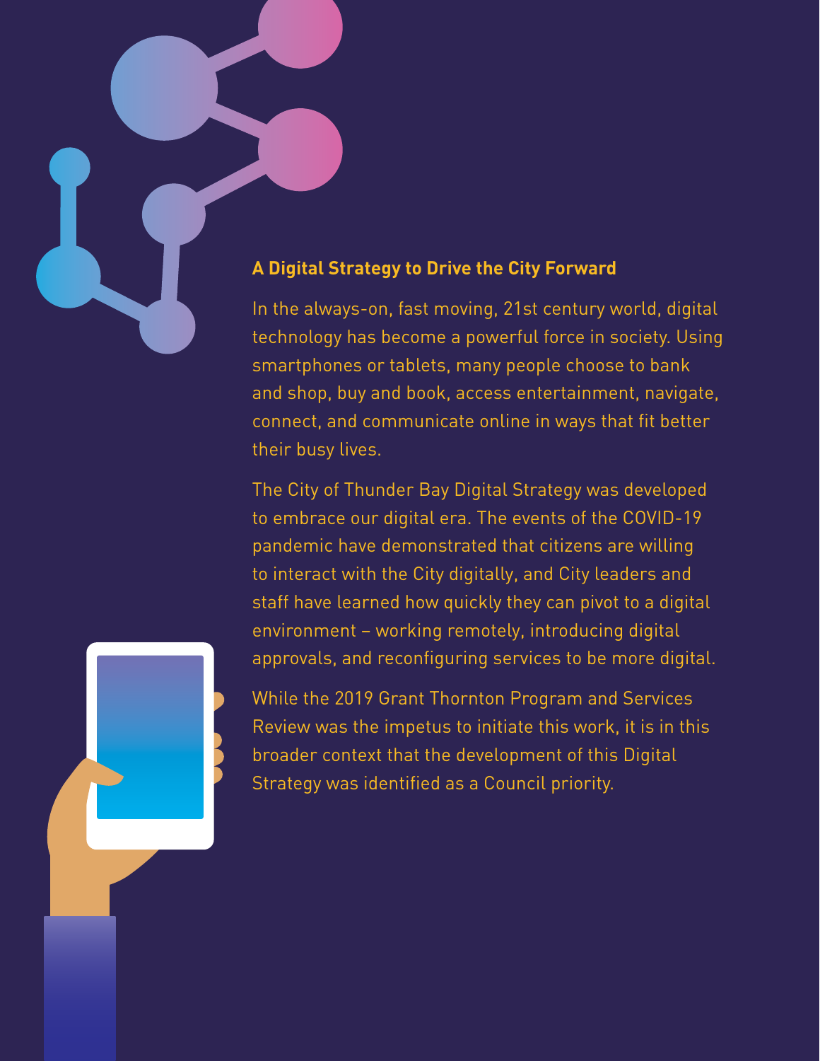## A Digital Strategy to Drive the City Forward

In the always-on, fast moving, 21st century world, digital technology has become a powerful force in society. Using smartphones or tablets, many people choose to bank and shop, buy and book, access entertainment, navigate, connect, and communicate online in ways that fit better their busy lives.

The City of Thunder Bay Digital Strategy was developed to embrace our digital era. The events of the COVID-19 pandemic have demonstrated that citizens are willing to interact with the City digitally, and City leaders and staff have learned how quickly they can pivot to a digital environment – working remotely, introducing digital approvals, and reconfiguring services to be more digital.

While the 2019 Grant Thornton Program and Services Review was the impetus to initiate this work, it is in this broader context that the development of this Digital Strategy was identified as a Council priority.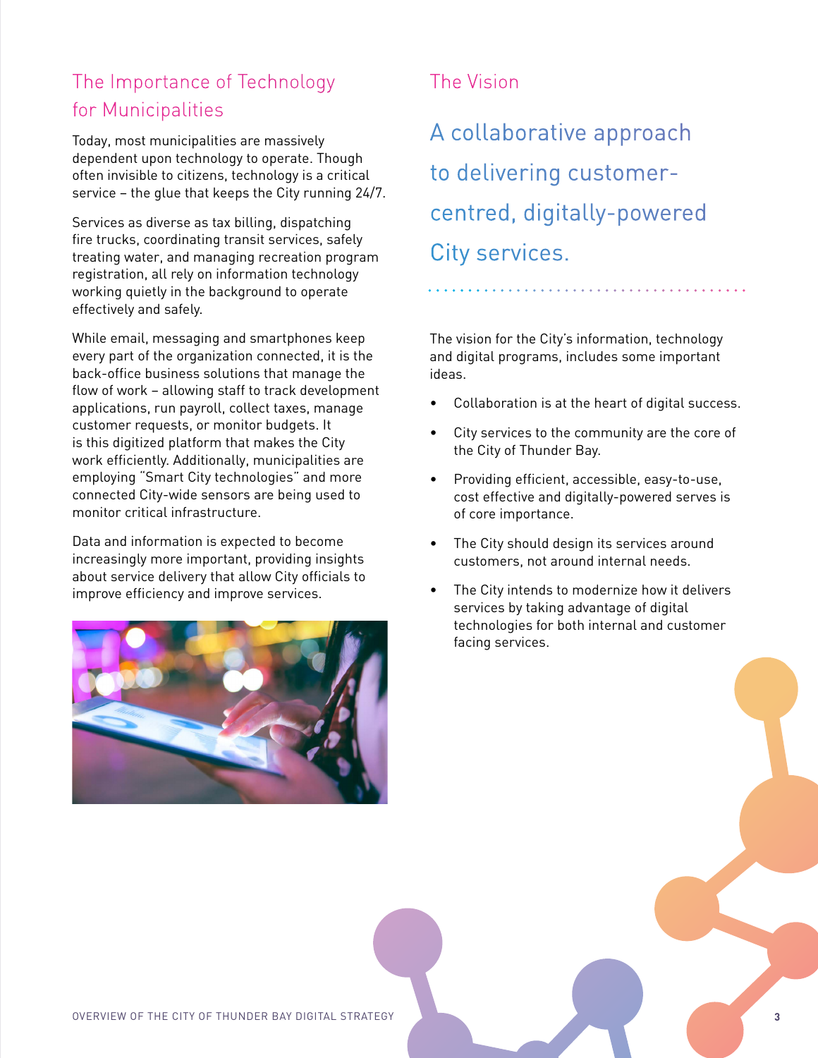## The Importance of Technology for Municipalities

Today, most municipalities are massively dependent upon technology to operate. Though often invisible to citizens, technology is a critical service – the glue that keeps the City running 24/7.

Services as diverse as tax billing, dispatching fire trucks, coordinating transit services, safely treating water, and managing recreation program registration, all rely on information technology working quietly in the background to operate effectively and safely.

While email, messaging and smartphones keep every part of the organization connected, it is the back-office business solutions that manage the flow of work – allowing staff to track development applications, run payroll, collect taxes, manage customer requests, or monitor budgets. It is this digitized platform that makes the City work efficiently. Additionally, municipalities are employing "Smart City technologies" and more connected City-wide sensors are being used to monitor critical infrastructure.

Data and information is expected to become increasingly more important, providing insights about service delivery that allow City officials to improve efficiency and improve services.

## The Vision

### A collaborative approach to delivering customer-centred, digitally-powered City services.

The vision for the City's information, technology and digital programs, includes some important ideas.

- Collaboration is at the heart of digital success.
- City services to the community are the core of the City of Thunder Bay.
- Providing efficient, accessible, easy-to-use, cost effective and digitally-powered serves is of core importance.
- The City should design its services around customers, not around internal needs.
- The City intends to modernize how it delivers services by taking advantage of digital technologies for both internal and customer facing services.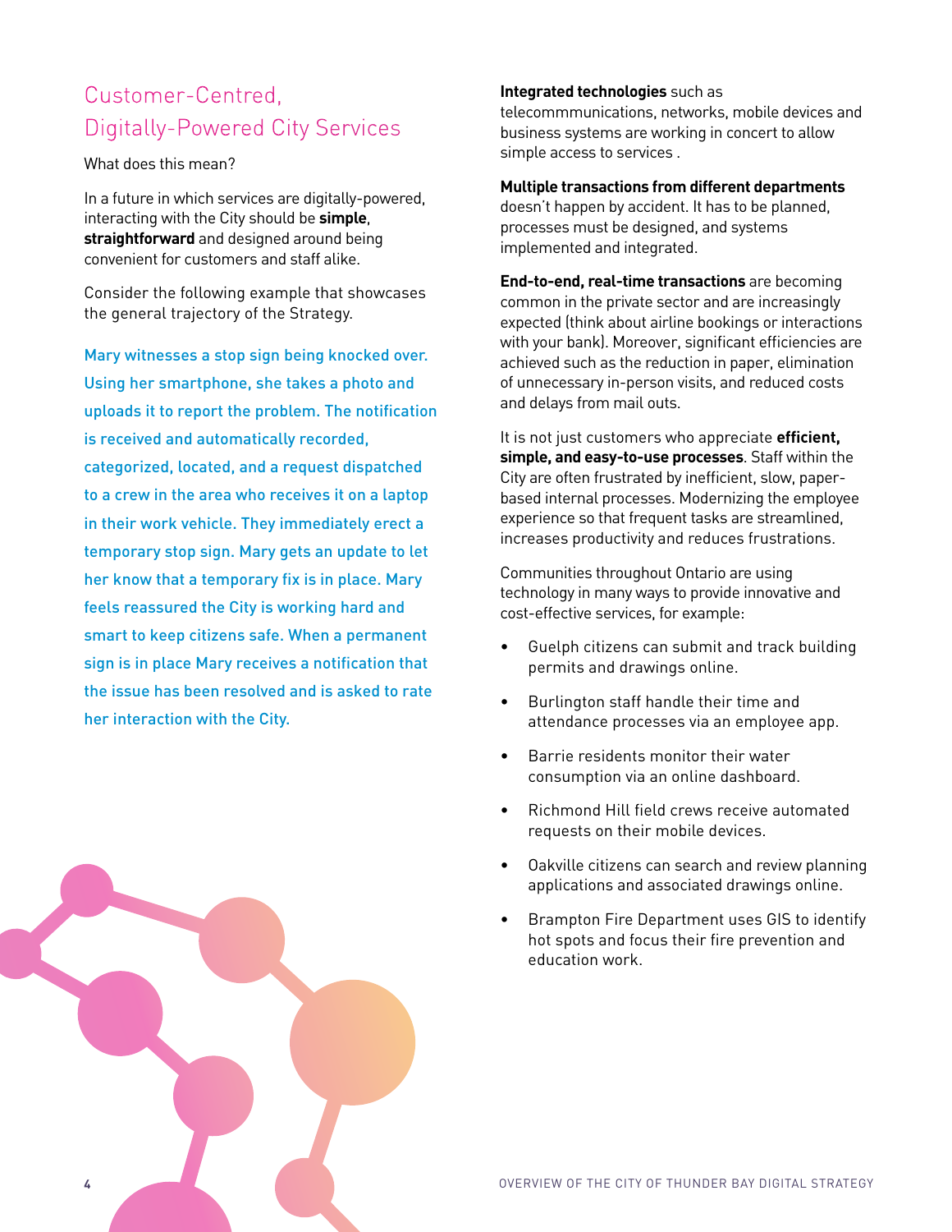## Customer-Centred, Digitally-Powered City Services

What does this mean?

In a future in which services are digitally-powered, interacting with the City should be **simple**, **straightforward** and designed around being convenient for customers and staff alike.

Consider the following example that showcases the general trajectory of the Strategy.

Mary witnesses a stop sign being knocked over. Using her smartphone, she takes a photo and uploads it to report the problem. The notification is received and automatically recorded, categorized, located, and a request dispatched to a crew in the area who receives it on a laptop in their work vehicle. They immediately erect a temporary stop sign. Mary gets an update to let her know that a temporary fix is in place. Mary feels reassured the City is working hard and smart to keep citizens safe. When a permanent sign is in place Mary receives a notification that the issue has been resolved and is asked to rate her interaction with the City.

**Integrated technologies** such as telecommmunications, networks, mobile devices and business systems are working in concert to allow simple access to services .

**Multiple transactions from different departments** doesn't happen by accident. It has to be planned, processes must be designed, and systems implemented and integrated.

**End-to-end, real-time transactions** are becoming common in the private sector and are increasingly expected (think about airline bookings or interactions with your bank). Moreover, significant efficiencies are achieved such as the reduction in paper, elimination of unnecessary in-person visits, and reduced costs and delays from mail outs.

It is not just customers who appreciate **efficient, simple, and easy-to-use processes**. Staff within the City are often frustrated by inefficient, slow, paper-based internal processes. Modernizing the employee experience so that frequent tasks are streamlined, increases productivity and reduces frustrations.

Communities throughout Ontario are using technology in many ways to provide innovative and cost-effective services, for example:

- Guelph citizens can submit and track building permits and drawings online.
- Burlington staff handle their time and attendance processes via an employee app.
- Barrie residents monitor their water consumption via an online dashboard.
- Richmond Hill field crews receive automated requests on their mobile devices.
- Oakville citizens can search and review planning applications and associated drawings online.
- Brampton Fire Department uses GIS to identify hot spots and focus their fire prevention and education work.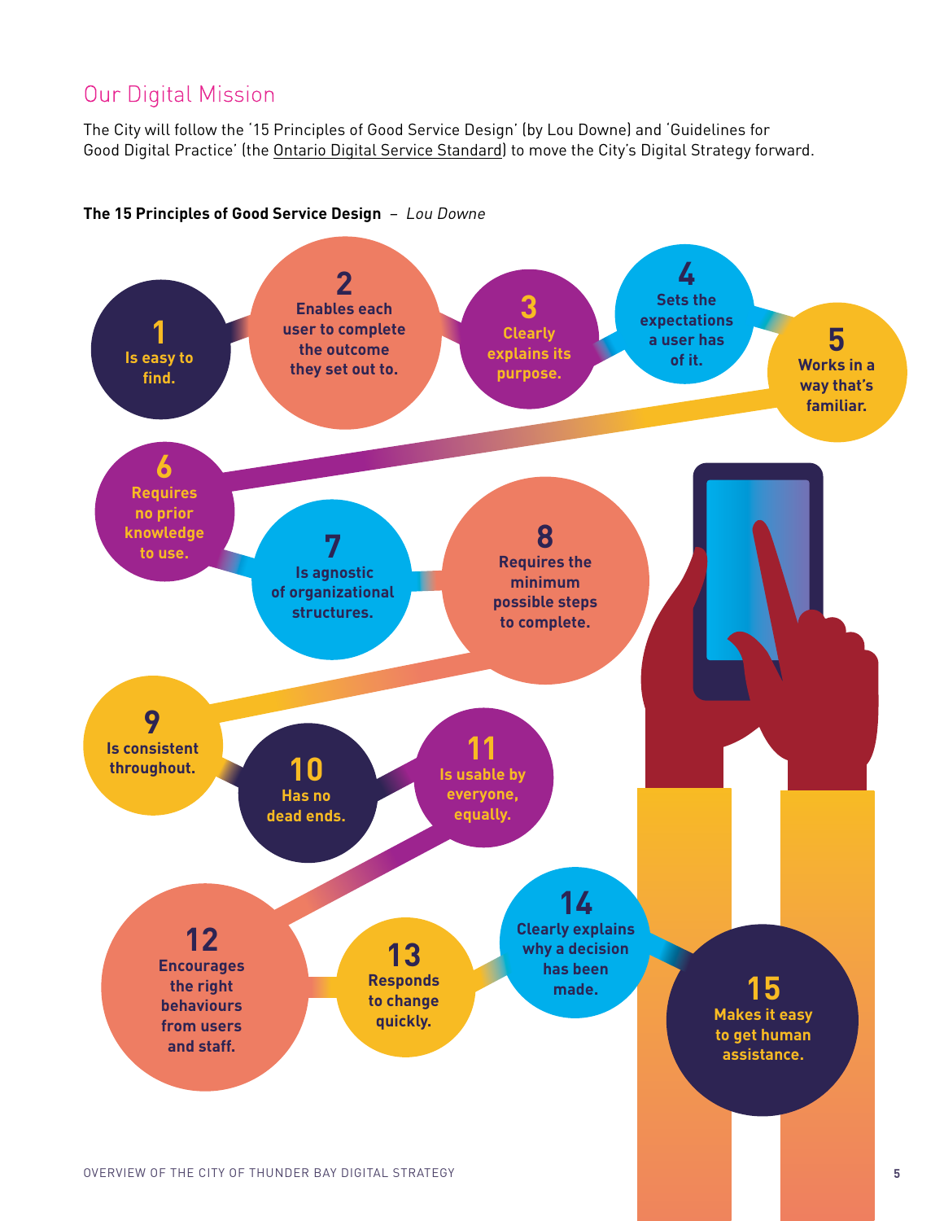## Our Digital Mission

The City will follow the '15 Principles of Good Service Design' (by Lou Downe) and 'Guidelines for Good Digital Practice' (the Ontario Digital Service Standard) to move the City's Digital Strategy forward.

**The 15 Principles of Good Service Design** – *Lou Downe*

1. Is easy to find.
2. Enables each user to complete the outcome they set out to.
3. Clearly explains its purpose.
4. Sets the expectations a user has of it.
5. Works in a way that's familiar.
6. Requires no prior knowledge to use.
7. Is agnostic of organizational structures.
8. Requires the minimum possible steps to complete.
9. Is consistent throughout.
10. Has no dead ends.
11. Is usable by everyone, equally.
12. Encourages the right behaviours from users and staff.
13. Responds to change quickly.
14. Clearly explains why a decision has been made.
15. Makes it easy to get human assistance.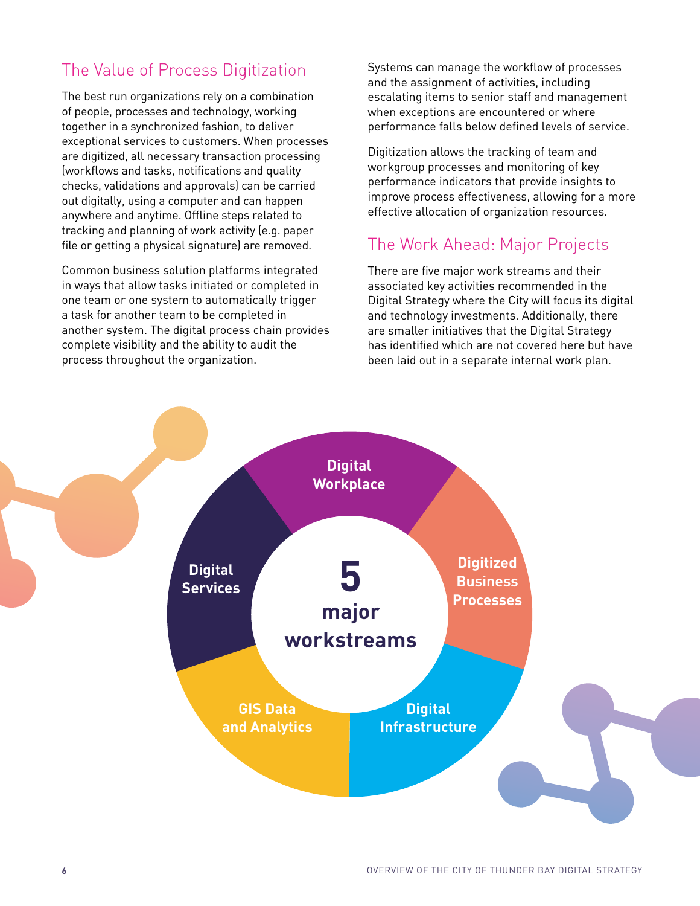## The Value of Process Digitization

The best run organizations rely on a combination of people, processes and technology, working together in a synchronized fashion, to deliver exceptional services to customers. When processes are digitized, all necessary transaction processing (workflows and tasks, notifications and quality checks, validations and approvals) can be carried out digitally, using a computer and can happen anywhere and anytime. Offline steps related to tracking and planning of work activity (e.g. paper file or getting a physical signature) are removed.

Common business solution platforms integrated in ways that allow tasks initiated or completed in one team or one system to automatically trigger a task for another team to be completed in another system. The digital process chain provides complete visibility and the ability to audit the process throughout the organization.

Systems can manage the workflow of processes and the assignment of activities, including escalating items to senior staff and management when exceptions are encountered or where performance falls below defined levels of service.

Digitization allows the tracking of team and workgroup processes and monitoring of key performance indicators that provide insights to improve process effectiveness, allowing for a more effective allocation of organization resources.

## The Work Ahead: Major Projects

There are five major work streams and their associated key activities recommended in the Digital Strategy where the City will focus its digital and technology investments. Additionally, there are smaller initiatives that the Digital Strategy has identified which are not covered here but have been laid out in a separate internal work plan.

**5 major workstreams**

- **Digital Workplace**
- **Digitized Business Processes**
- **Digital Infrastructure**
- **GIS Data and Analytics**
- **Digital Services**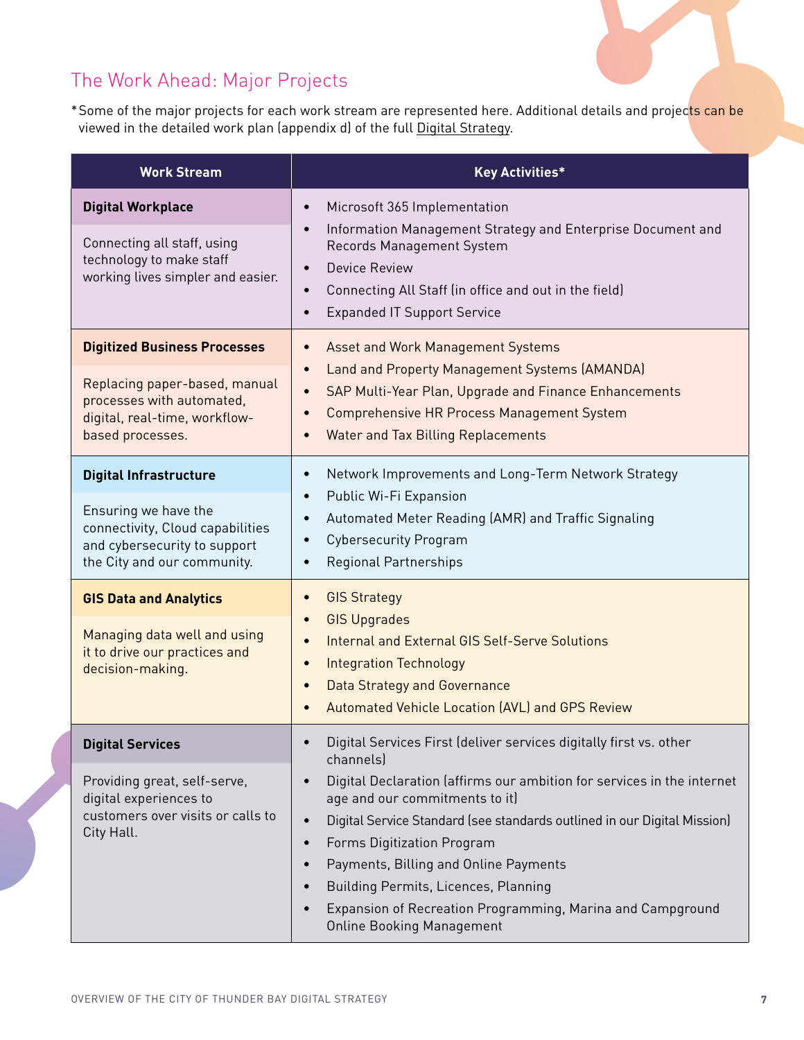## The Work Ahead: Major Projects

*Some of the major projects for each work stream are represented here. Additional details and projects can be viewed in the detailed work plan (appendix d) of the full Digital Strategy.

| Work Stream | Key Activities* |
|---|---|
| **Digital Workplace**<br><br>Connecting all staff, using technology to make staff working lives simpler and easier. | • Microsoft 365 Implementation<br>• Information Management Strategy and Enterprise Document and Records Management System<br>• Device Review<br>• Connecting All Staff (in office and out in the field)<br>• Expanded IT Support Service |
| **Digitized Business Processes**<br><br>Replacing paper-based, manual processes with automated, digital, real-time, workflow-based processes. | • Asset and Work Management Systems<br>• Land and Property Management Systems (AMANDA)<br>• SAP Multi-Year Plan, Upgrade and Finance Enhancements<br>• Comprehensive HR Process Management System<br>• Water and Tax Billing Replacements |
| **Digital Infrastructure**<br><br>Ensuring we have the connectivity, Cloud capabilities and cybersecurity to support the City and our community. | • Network Improvements and Long-Term Network Strategy<br>• Public Wi-Fi Expansion<br>• Automated Meter Reading (AMR) and Traffic Signaling<br>• Cybersecurity Program<br>• Regional Partnerships |
| **GIS Data and Analytics**<br><br>Managing data well and using it to drive our practices and decision-making. | • GIS Strategy<br>• GIS Upgrades<br>• Internal and External GIS Self-Serve Solutions<br>• Integration Technology<br>• Data Strategy and Governance<br>• Automated Vehicle Location (AVL) and GPS Review |
| **Digital Services**<br><br>Providing great, self-serve, digital experiences to customers over visits or calls to City Hall. | • Digital Services First (deliver services digitally first vs. other channels)<br>• Digital Declaration (affirms our ambition for services in the internet age and our commitments to it)<br>• Digital Service Standard (see standards outlined in our Digital Mission)<br>• Forms Digitization Program<br>• Payments, Billing and Online Payments<br>• Building Permits, Licences, Planning<br>• Expansion of Recreation Programming, Marina and Campground Online Booking Management |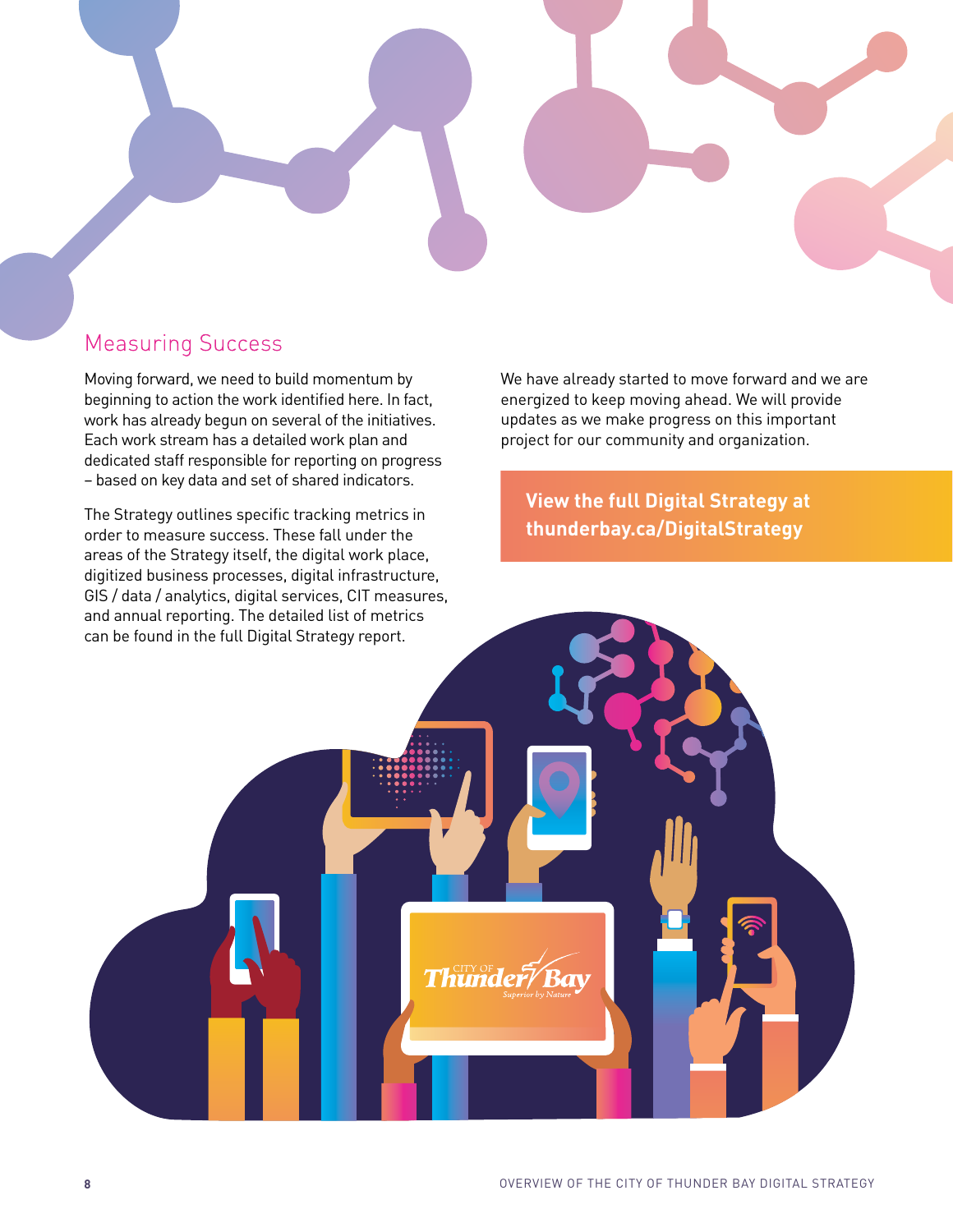## Measuring Success

Moving forward, we need to build momentum by beginning to action the work identified here. In fact, work has already begun on several of the initiatives. Each work stream has a detailed work plan and dedicated staff responsible for reporting on progress – based on key data and set of shared indicators.

The Strategy outlines specific tracking metrics in order to measure success. These fall under the areas of the Strategy itself, the digital work place, digitized business processes, digital infrastructure, GIS / data / analytics, digital services, CIT measures, and annual reporting. The detailed list of metrics can be found in the full Digital Strategy report.

We have already started to move forward and we are energized to keep moving ahead. We will provide updates as we make progress on this important project for our community and organization.

**View the full Digital Strategy at thunderbay.ca/DigitalStrategy**